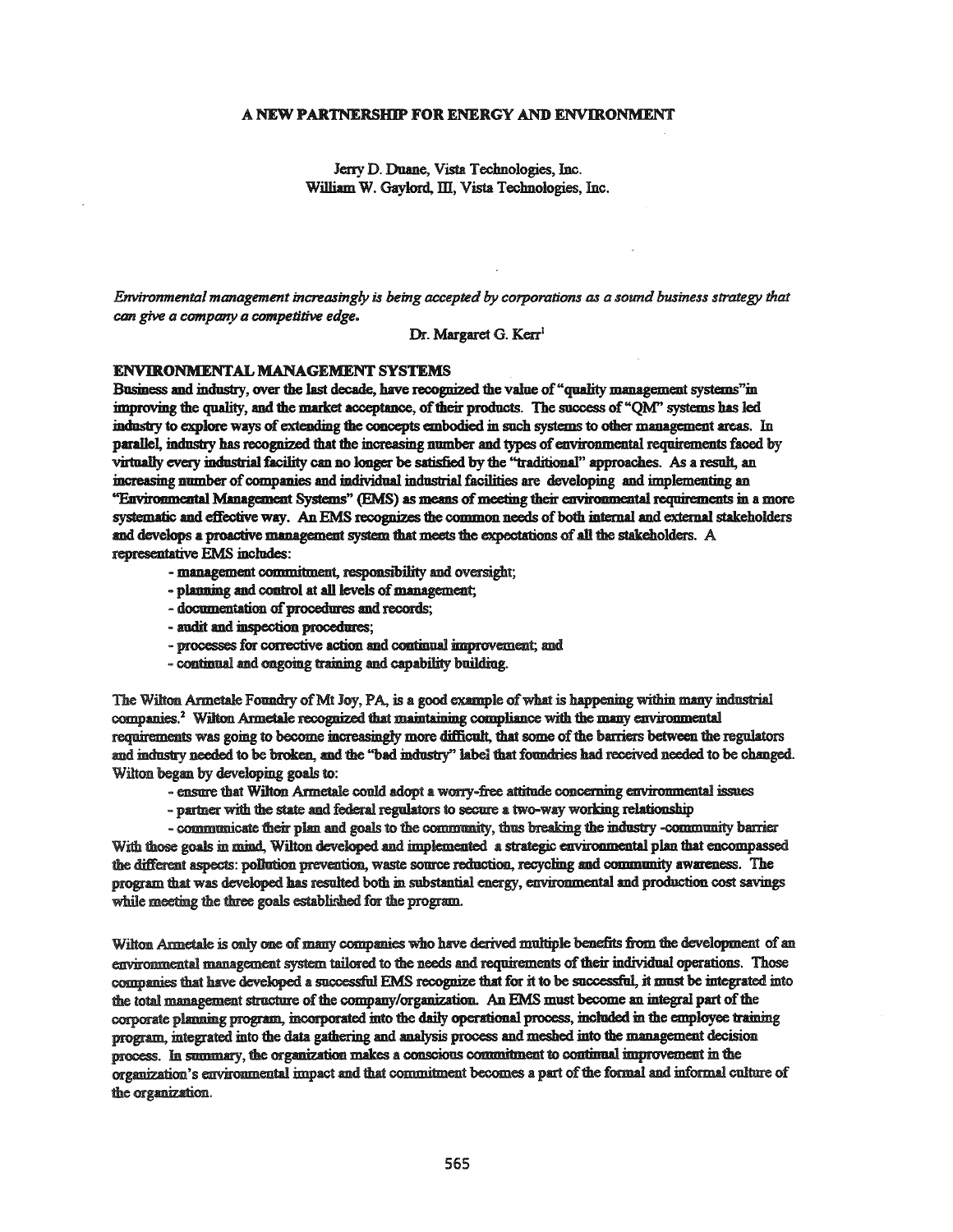# A NEW PARTNERSHIP FOR ENERGY AND ENVIRONMENT

Jerry D. Duane, Vista Technologies, Inc.
William W. Gaylord, III, Vista Technologies, Inc.

*Environmental management increasingly is being accepted by corporations as a sound business strategy that can give a company a competitive edge.*

Dr. Margaret G. Kerr[1]

## ENVIRONMENTAL MANAGEMENT SYSTEMS

Business and industry, over the last decade, have recognized the value of "quality management systems" in improving the quality, and the market acceptance, of their products. The success of "QM" systems has led industry to explore ways of extending the concepts embodied in such systems to other management areas. In parallel, industry has recognized that the increasing number and types of environmental requirements faced by virtually every industrial facility can no longer be satisfied by the "traditional" approaches. As a result, an increasing number of companies and individual industrial facilities are developing and implementing an "Environmental Management Systems" (EMS) as means of meeting their environmental requirements in a more systematic and effective way. An EMS recognizes the common needs of both internal and external stakeholders and develops a proactive management system that meets the expectations of all the stakeholders. A representative EMS includes:

- management commitment, responsibility and oversight;
- planning and control at all levels of management;
- documentation of procedures and records;
- audit and inspection procedures;
- processes for corrective action and continual improvement; and
- continual and ongoing training and capability building.

The Wilton Armetale Foundry of Mt Joy, PA, is a good example of what is happening within many industrial companies.[2] Wilton Armetale recognized that maintaining compliance with the many environmental requirements was going to become increasingly more difficult, that some of the barriers between the regulators and industry needed to be broken, and the "bad industry" label that foundries had received needed to be changed. Wilton began by developing goals to:

- ensure that Wilton Armetale could adopt a worry-free attitude concerning environmental issues
- partner with the state and federal regulators to secure a two-way working relationship
- communicate their plan and goals to the community, thus breaking the industry -community barrier

With those goals in mind, Wilton developed and implemented a strategic environmental plan that encompassed the different aspects: pollution prevention, waste source reduction, recycling and community awareness. The program that was developed has resulted both in substantial energy, environmental and production cost savings while meeting the three goals established for the program.

Wilton Armetale is only one of many companies who have derived multiple benefits from the development of an environmental management system tailored to the needs and requirements of their individual operations. Those companies that have developed a successful EMS recognize that for it to be successful, it must be integrated into the total management structure of the company/organization. An EMS must become an integral part of the corporate planning program, incorporated into the daily operational process, included in the employee training program, integrated into the data gathering and analysis process and meshed into the management decision process. In summary, the organization makes a conscious commitment to continual improvement in the organization's environmental impact and that commitment becomes a part of the formal and informal culture of the organization.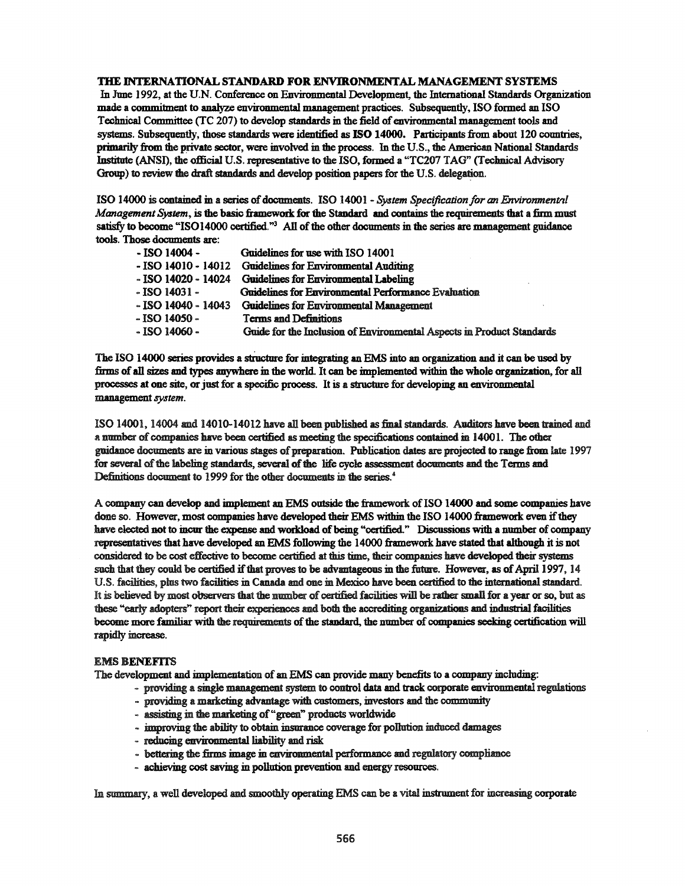## THE INTERNATIONAL STANDARD FOR ENVIRONMENTAL MANAGEMENT SYSTEMS

In June 1992, at the U.N. Conference on Environmental Development, the International Standards Organization made a commitment to analyze environmental management practices. Subsequently, ISO formed an ISO Technical Committee (TC 207) to develop standards in the field of environmental management tools and systems. Subsequently, those standards were identified as **ISO 14000.** Participants from about 120 countries, primarily from the private sector, were involved in the process. In the U.S., the American National Standards Institute (ANSI), the official U.S. representative to the ISO, formed a "TC207 TAG" (Technical Advisory Group) to review the draft standards and develop position papers for the U.S. delegation.

ISO 14000 is contained in a series of documents. ISO 14001 - *System Specification for an Environmental Management System*, is the basic framework for the Standard and contains the requirements that a firm must satisfy to become "ISO14000 certified."[3] All of the other documents in the series are management guidance tools. Those documents are:

- ISO 14004 - Guidelines for use with ISO 14001
- ISO 14010 - 14012 Guidelines for Environmental Auditing
- ISO 14020 - 14024 Guidelines for Environmental Labeling
- ISO 14031 - Guidelines for Environmental Performance Evaluation
- ISO 14040 - 14043 Guidelines for Environmental Management
- ISO 14050 - Terms and Definitions
- ISO 14060 - Guide for the Inclusion of Environmental Aspects in Product Standards

The ISO 14000 series provides a structure for integrating an EMS into an organization and it can be used by firms of all sizes and types anywhere in the world. It can be implemented within the whole organization, for all processes at one site, or just for a specific process. It is a structure for developing an environmental management *system*.

ISO 14001, 14004 and 14010-14012 have all been published as final standards. Auditors have been trained and a number of companies have been certified as meeting the specifications contained in 14001. The other guidance documents are in various stages of preparation. Publication dates are projected to range from late 1997 for several of the labeling standards, several of the life cycle assessment documents and the Terms and Definitions document to 1999 for the other documents in the series.[4]

A company can develop and implement an EMS outside the framework of ISO 14000 and some companies have done so. However, most companies have developed their EMS within the ISO 14000 framework even if they have elected not to incur the expense and workload of being "certified." Discussions with a number of company representatives that have developed an EMS following the 14000 framework have stated that although it is not considered to be cost effective to become certified at this time, their companies have developed their systems such that they could be certified if that proves to be advantageous in the future. However, as of April 1997, 14 U.S. facilities, plus two facilities in Canada and one in Mexico have been certified to the international standard. It is believed by most observers that the number of certified facilities will be rather small for a year or so, but as these "early adopters" report their experiences and both the accrediting organizations and industrial facilities become more familiar with the requirements of the standard, the number of companies seeking certification will rapidly increase.

## EMS BENEFITS

The development and implementation of an EMS can provide many benefits to a company including:

- providing a single management system to control data and track corporate environmental regulations
- providing a marketing advantage with customers, investors and the community
- assisting in the marketing of "green" products worldwide
- improving the ability to obtain insurance coverage for pollution induced damages
- reducing environmental liability and risk
- bettering the firms image in environmental performance and regulatory compliance
- achieving cost saving in pollution prevention and energy resources.

In summary, a well developed and smoothly operating EMS can be a vital instrument for increasing corporate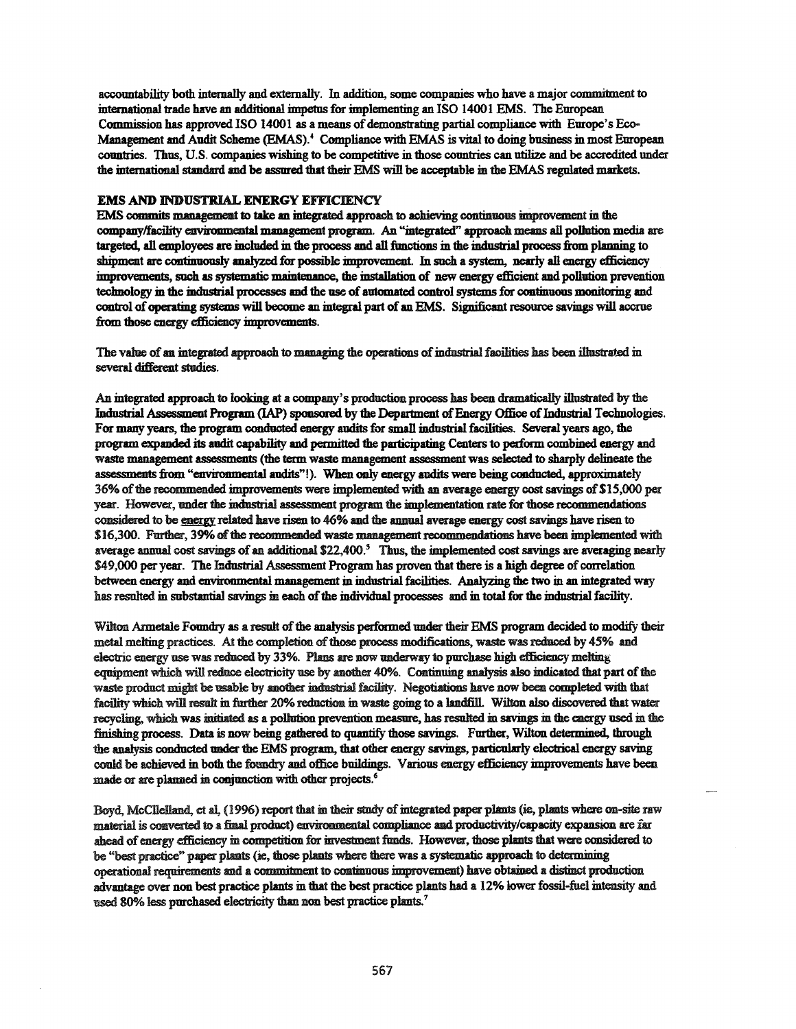accountability both internally and externally. In addition, some companies who have a major commitment to international trade have an additional impetus for implementing an ISO 14001 EMS. The European Commission has approved ISO 14001 as a means of demonstrating partial compliance with Europe's Eco-Management and Audit Scheme (EMAS).[4] Compliance with EMAS is vital to doing business in most European countries. Thus, U.S. companies wishing to be competitive in those countries can utilize and be accredited under the international standard and be assured that their EMS will be acceptable in the EMAS regulated markets.

## EMS AND INDUSTRIAL ENERGY EFFICIENCY

EMS commits management to take an integrated approach to achieving continuous improvement in the company/facility environmental management program. An "integrated" approach means all pollution media are targeted, all employees are included in the process and all functions in the industrial process from planning to shipment are continuously analyzed for possible improvement. In such a system, nearly all energy efficiency improvements, such as systematic maintenance, the installation of new energy efficient and pollution prevention technology in the industrial processes and the use of automated control systems for continuous monitoring and control of operating systems will become an integral part of an EMS. Significant resource savings will accrue from those energy efficiency improvements.

The value of an integrated approach to managing the operations of industrial facilities has been illustrated in several different studies.

An integrated approach to looking at a company's production process has been dramatically illustrated by the Industrial Assessment Program (IAP) sponsored by the Department of Energy Office of Industrial Technologies. For many years, the program conducted energy audits for small industrial facilities. Several years ago, the program expanded its audit capability and permitted the participating Centers to perform combined energy and waste management assessments (the term waste management assessment was selected to sharply delineate the assessments from "environmental audits"!). When only energy audits were being conducted, approximately 36% of the recommended improvements were implemented with an average energy cost savings of $15,000 per year. However, under the industrial assessment program the implementation rate for those recommendations considered to be energy related have risen to 46% and the annual average energy cost savings have risen to $16,300. Further, 39% of the recommended waste management recommendations have been implemented with average annual cost savings of an additional $22,400.[5] Thus, the implemented cost savings are averaging nearly $49,000 per year. The Industrial Assessment Program has proven that there is a high degree of correlation between energy and environmental management in industrial facilities. Analyzing the two in an integrated way has resulted in substantial savings in each of the individual processes and in total for the industrial facility.

Wilton Armetale Foundry as a result of the analysis performed under their EMS program decided to modify their metal melting practices. At the completion of those process modifications, waste was reduced by 45% and electric energy use was reduced by 33%. Plans are now underway to purchase high efficiency melting equipment which will reduce electricity use by another 40%. Continuing analysis also indicated that part of the waste product might be usable by another industrial facility. Negotiations have now been completed with that facility which will result in further 20% reduction in waste going to a landfill. Wilton also discovered that water recycling, which was initiated as a pollution prevention measure, has resulted in savings in the energy used in the finishing process. Data is now being gathered to quantify those savings. Further, Wilton determined, through the analysis conducted under the EMS program, that other energy savings, particularly electrical energy saving could be achieved in both the foundry and office buildings. Various energy efficiency improvements have been made or are planned in conjunction with other projects.[6]

Boyd, McCllelland, et al, (1996) report that in their study of integrated paper plants (ie, plants where on-site raw material is converted to a final product) environmental compliance and productivity/capacity expansion are far ahead of energy efficiency in competition for investment funds. However, those plants that were considered to be "best practice" paper plants (ie, those plants where there was a systematic approach to determining operational requirements and a commitment to continuous improvement) have obtained a distinct production advantage over non best practice plants in that the best practice plants had a 12% lower fossil-fuel intensity and used 80% less purchased electricity than non best practice plants.[7]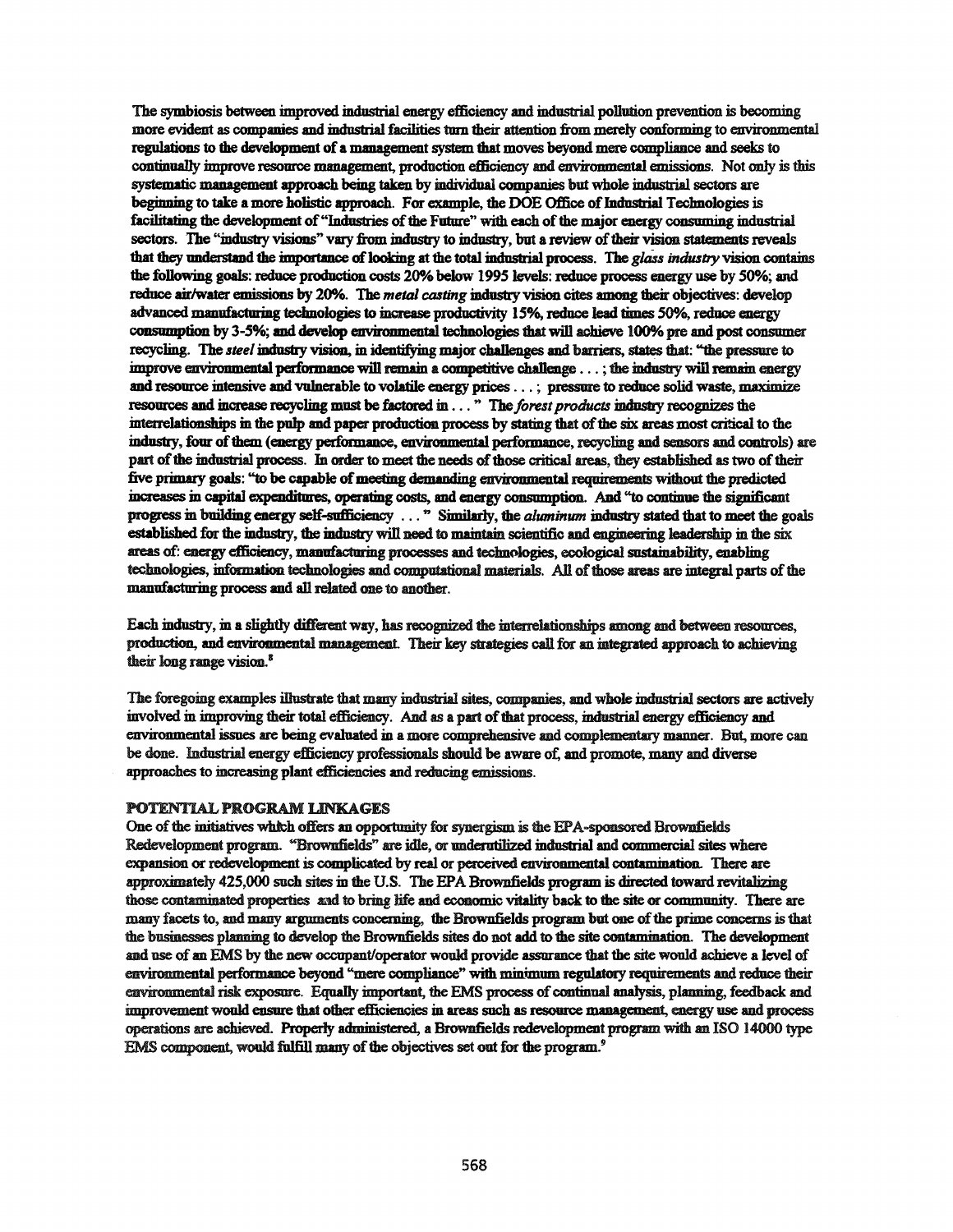The symbiosis between improved industrial energy efficiency and industrial pollution prevention is becoming more evident as companies and industrial facilities turn their attention from merely conforming to environmental regulations to the development of a management system that moves beyond mere compliance and seeks to continually improve resource management, production efficiency and environmental emissions. Not only is this systematic management approach being taken by individual companies but whole industrial sectors are beginning to take a more holistic approach. For example, the DOE Office of Industrial Technologies is facilitating the development of "Industries of the Future" with each of the major energy consuming industrial sectors. The "industry visions" vary from industry to industry, but a review of their vision statements reveals that they understand the importance of looking at the total industrial process. The *glass industry* vision contains the following goals: reduce production costs 20% below 1995 levels: reduce process energy use by 50%; and reduce air/water emissions by 20%. The *metal casting* industry vision cites among their objectives: develop advanced manufacturing technologies to increase productivity 15%, reduce lead times 50%, reduce energy consumption by 3-5%; and develop environmental technologies that will achieve 100% pre and post consumer recycling. The *steel* industry vision, in identifying major challenges and barriers, states that: "the pressure to improve environmental performance will remain a competitive challenge . . . ; the industry will remain energy and resource intensive and vulnerable to volatile energy prices . . . ; pressure to reduce solid waste, maximize resources and increase recycling must be factored in . . . " The *forest products* industry recognizes the interrelationships in the pulp and paper production process by stating that of the six areas most critical to the industry, four of them (energy performance, environmental performance, recycling and sensors and controls) are part of the industrial process. In order to meet the needs of those critical areas, they established as two of their five primary goals: "to be capable of meeting demanding environmental requirements without the predicted increases in capital expenditures, operating costs, and energy consumption. And "to continue the significant progress in building energy self-sufficiency . . . " Similarly, the *aluminum* industry stated that to meet the goals established for the industry, the industry will need to maintain scientific and engineering leadership in the six areas of: energy efficiency, manufacturing processes and technologies, ecological sustainability, enabling technologies, information technologies and computational materials. All of those areas are integral parts of the manufacturing process and all related one to another.

Each industry, in a slightly different way, has recognized the interrelationships among and between resources, production, and environmental management. Their key strategies call for an integrated approach to achieving their long range vision.[8]

The foregoing examples illustrate that many industrial sites, companies, and whole industrial sectors are actively involved in improving their total efficiency. And as a part of that process, industrial energy efficiency and environmental issues are being evaluated in a more comprehensive and complementary manner. But, more can be done. Industrial energy efficiency professionals should be aware of, and promote, many and diverse approaches to increasing plant efficiencies and reducing emissions.

## POTENTIAL PROGRAM LINKAGES

One of the initiatives which offers an opportunity for synergism is the EPA-sponsored Brownfields Redevelopment program. "Brownfields" are idle, or underutilized industrial and commercial sites where expansion or redevelopment is complicated by real or perceived environmental contamination. There are approximately 425,000 such sites in the U.S. The EPA Brownfields program is directed toward revitalizing those contaminated properties and to bring life and economic vitality back to the site or community. There are many facets to, and many arguments concerning, the Brownfields program but one of the prime concerns is that the businesses planning to develop the Brownfields sites do not add to the site contamination. The development and use of an EMS by the new occupant/operator would provide assurance that the site would achieve a level of environmental performance beyond "mere compliance" with minimum regulatory requirements and reduce their environmental risk exposure. Equally important, the EMS process of continual analysis, planning, feedback and improvement would ensure that other efficiencies in areas such as resource management, energy use and process operations are achieved. Properly administered, a Brownfields redevelopment program with an ISO 14000 type EMS component, would fulfill many of the objectives set out for the program.[9]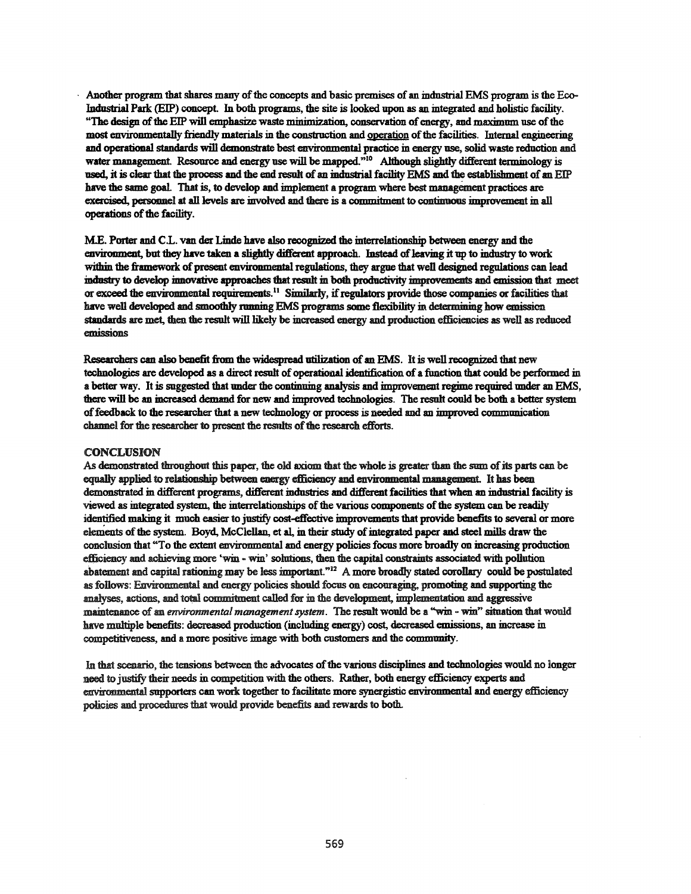Another program that shares many of the concepts and basic premises of an industrial EMS program is the Eco-Industrial Park (EIP) concept. In both programs, the site is looked upon as an integrated and holistic facility. "The design of the EIP will emphasize waste minimization, conservation of energy, and maximum use of the most environmentally friendly materials in the construction and operation of the facilities. Internal engineering and operational standards will demonstrate best environmental practice in energy use, solid waste reduction and water management. Resource and energy use will be mapped."[10] Although slightly different terminology is used, it is clear that the process and the end result of an industrial facility EMS and the establishment of an EIP have the same goal. That is, to develop and implement a program where best management practices are exercised, personnel at all levels are involved and there is a commitment to continuous improvement in all operations of the facility.

M.E. Porter and C.L. van der Linde have also recognized the interrelationship between energy and the environment, but they have taken a slightly different approach. Instead of leaving it up to industry to work within the framework of present environmental regulations, they argue that well designed regulations can lead industry to develop innovative approaches that result in both productivity improvements and emission that meet or exceed the environmental requirements.[11] Similarly, if regulators provide those companies or facilities that have well developed and smoothly running EMS programs some flexibility in determining how emission standards are met, then the result will likely be increased energy and production efficiencies as well as reduced emissions

Researchers can also benefit from the widespread utilization of an EMS. It is well recognized that new technologies are developed as a direct result of operational identification of a function that could be performed in a better way. It is suggested that under the continuing analysis and improvement regime required under an EMS, there will be an increased demand for new and improved technologies. The result could be both a better system of feedback to the researcher that a new technology or process is needed and an improved communication channel for the researcher to present the results of the research efforts.

## CONCLUSION

As demonstrated throughout this paper, the old axiom that the whole is greater than the sum of its parts can be equally applied to relationship between energy efficiency and environmental management. It has been demonstrated in different programs, different industries and different facilities that when an industrial facility is viewed as integrated system, the interrelationships of the various components of the system can be readily identified making it much easier to justify cost-effective improvements that provide benefits to several or more elements of the system. Boyd, McClellan, et al, in their study of integrated paper and steel mills draw the conclusion that "To the extent environmental and energy policies focus more broadly on increasing production efficiency and achieving more 'win - win' solutions, then the capital constraints associated with pollution abatement and capital rationing may be less important."[12] A more broadly stated corollary could be postulated as follows: Environmental and energy policies should focus on encouraging, promoting and supporting the analyses, actions, and total commitment called for in the development, implementation and aggressive maintenance of an *environmental management system*. The result would be a "win - win" situation that would have multiple benefits: decreased production (including energy) cost, decreased emissions, an increase in competitiveness, and a more positive image with both customers and the community.

In that scenario, the tensions between the advocates of the various disciplines and technologies would no longer need to justify their needs in competition with the others. Rather, both energy efficiency experts and environmental supporters can work together to facilitate more synergistic environmental and energy efficiency policies and procedures that would provide benefits and rewards to both.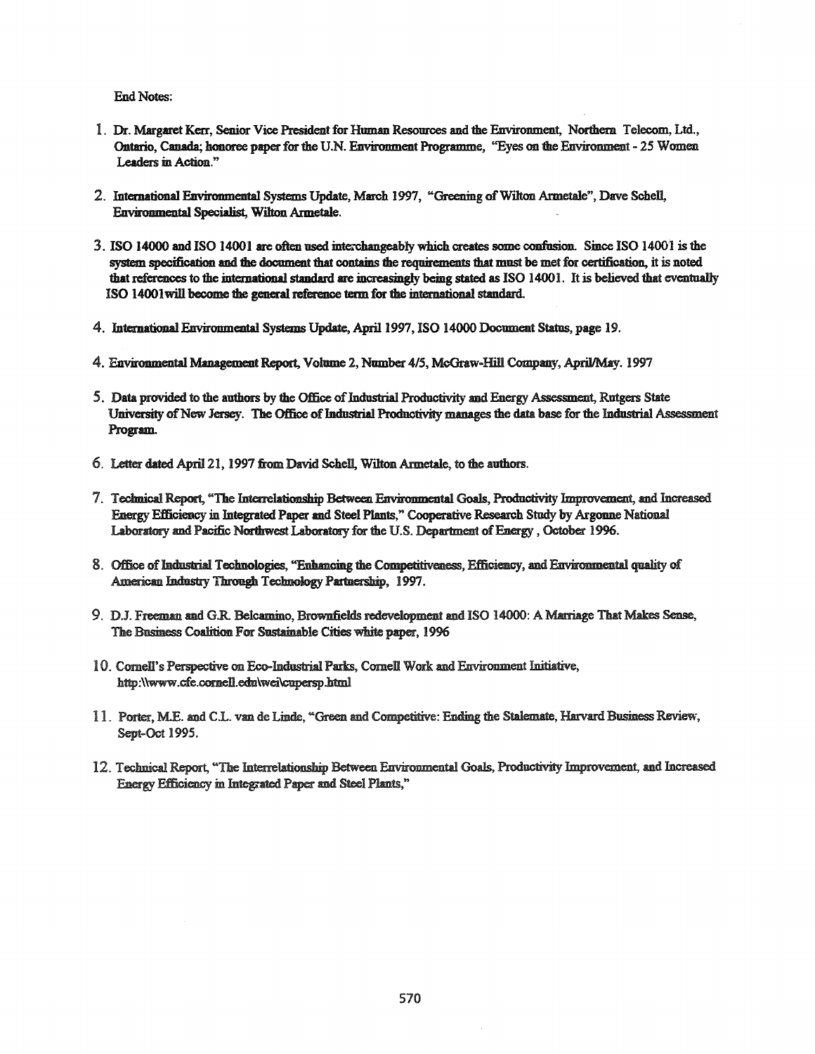End Notes:

1. Dr. Margaret Kerr, Senior Vice President for Human Resources and the Environment, Northern Telecom, Ltd., Ontario, Canada; honoree paper for the U.N. Environment Programme, "Eyes on the Environment - 25 Women Leaders in Action."

2. International Environmental Systems Update, March 1997, "Greening of Wilton Armetale", Dave Schell, Environmental Specialist, Wilton Armetale.

3. ISO 14000 and ISO 14001 are often used interchangeably which creates some confusion. Since ISO 14001 is the system specification and the document that contains the requirements that must be met for certification, it is noted that references to the international standard are increasingly being stated as ISO 14001. It is believed that eventually ISO 14001will become the general reference term for the international standard.

4. International Environmental Systems Update, April 1997, ISO 14000 Document Status, page 19.

4. Environmental Management Report, Volume 2, Number 4/5, McGraw-Hill Company, April/May. 1997

5. Data provided to the authors by the Office of Industrial Productivity and Energy Assessment, Rutgers State University of New Jersey. The Office of Industrial Productivity manages the data base for the Industrial Assessment Program.

6. Letter dated April 21, 1997 from David Schell, Wilton Armetale, to the authors.

7. Technical Report, "The Interrelationship Between Environmental Goals, Productivity Improvement, and Increased Energy Efficiency in Integrated Paper and Steel Plants," Cooperative Research Study by Argonne National Laboratory and Pacific Northwest Laboratory for the U.S. Department of Energy , October 1996.

8. Office of Industrial Technologies, "Enhancing the Competitiveness, Efficiency, and Environmental quality of American Industry Through Technology Partnership, 1997.

9. D.J. Freeman and G.R. Belcamino, Brownfields redevelopment and ISO 14000: A Marriage That Makes Sense, The Business Coalition For Sustainable Cities white paper, 1996

10. Cornell's Perspective on Eco-Industrial Parks, Cornell Work and Environment Initiative, http:\\www.cfe.cornell.edu\wei\cupersp.html

11. Porter, M.E. and C.L. van de Linde, "Green and Competitive: Ending the Stalemate, Harvard Business Review, Sept-Oct 1995.

12. Technical Report, "The Interrelationship Between Environmental Goals, Productivity Improvement, and Increased Energy Efficiency in Integrated Paper and Steel Plants,"